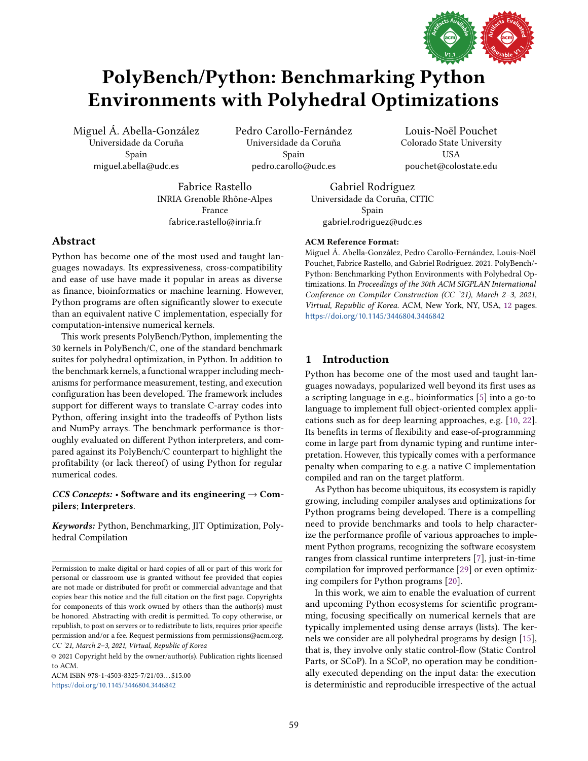# PolyBench/Python: Benchmarking Python Environments with Polyhedral Optimizations

Miguel Á. Abella-González
Universidade da Coruña
Spain
miguel.abella@udc.es

Pedro Carollo-Fernández
Universidade da Coruña
Spain
pedro.carollo@udc.es

Louis-Noël Pouchet
Colorado State University
USA
pouchet@colostate.edu

Fabrice Rastello
INRIA Grenoble Rhône-Alpes
France
fabrice.rastello@inria.fr

Gabriel Rodríguez
Universidade da Coruña, CITIC
Spain
gabriel.rodriguez@udc.es

## Abstract

Python has become one of the most used and taught languages nowadays. Its expressiveness, cross-compatibility and ease of use have made it popular in areas as diverse as finance, bioinformatics or machine learning. However, Python programs are often significantly slower to execute than an equivalent native C implementation, especially for computation-intensive numerical kernels.

This work presents PolyBench/Python, implementing the 30 kernels in PolyBench/C, one of the standard benchmark suites for polyhedral optimization, in Python. In addition to the benchmark kernels, a functional wrapper including mechanisms for performance measurement, testing, and execution configuration has been developed. The framework includes support for different ways to translate C-array codes into Python, offering insight into the tradeoffs of Python lists and NumPy arrays. The benchmark performance is thoroughly evaluated on different Python interpreters, and compared against its PolyBench/C counterpart to highlight the profitability (or lack thereof) of using Python for regular numerical codes.

***CCS Concepts:*** • **Software and its engineering** → **Compilers**; **Interpreters**.

***Keywords:*** Python, Benchmarking, JIT Optimization, Polyhedral Compilation

Permission to make digital or hard copies of all or part of this work for personal or classroom use is granted without fee provided that copies are not made or distributed for profit or commercial advantage and that copies bear this notice and the full citation on the first page. Copyrights for components of this work owned by others than the author(s) must be honored. Abstracting with credit is permitted. To copy otherwise, or republish, to post on servers or to redistribute to lists, requires prior specific permission and/or a fee. Request permissions from permissions@acm.org.
*CC '21, March 2–3, 2021, Virtual, Republic of Korea*

© 2021 Copyright held by the owner/author(s). Publication rights licensed to ACM.
ACM ISBN 978-1-4503-8325-7/21/03…$15.00
https://doi.org/10.1145/3446804.3446842

**ACM Reference Format:**
Miguel Á. Abella-González, Pedro Carollo-Fernández, Louis-Noël Pouchet, Fabrice Rastello, and Gabriel Rodríguez. 2021. PolyBench/-Python: Benchmarking Python Environments with Polyhedral Optimizations. In *Proceedings of the 30th ACM SIGPLAN International Conference on Compiler Construction (CC '21), March 2–3, 2021, Virtual, Republic of Korea.* ACM, New York, NY, USA, 12 pages. https://doi.org/10.1145/3446804.3446842

## 1 Introduction

Python has become one of the most used and taught languages nowadays, popularized well beyond its first uses as a scripting language in e.g., bioinformatics [5] into a go-to language to implement full object-oriented complex applications such as for deep learning approaches, e.g. [10, 22]. Its benefits in terms of flexibility and ease-of-programming come in large part from dynamic typing and runtime interpretation. However, this typically comes with a performance penalty when comparing to e.g. a native C implementation compiled and ran on the target platform.

As Python has become ubiquitous, its ecosystem is rapidly growing, including compiler analyses and optimizations for Python programs being developed. There is a compelling need to provide benchmarks and tools to help characterize the performance profile of various approaches to implement Python programs, recognizing the software ecosystem ranges from classical runtime interpreters [7], just-in-time compilation for improved performance [29] or even optimizing compilers for Python programs [20].

In this work, we aim to enable the evaluation of current and upcoming Python ecosystems for scientific programming, focusing specifically on numerical kernels that are typically implemented using dense arrays (lists). The kernels we consider are all polyhedral programs by design [15], that is, they involve only static control-flow (Static Control Parts, or SCoP). In a SCoP, no operation may be conditionally executed depending on the input data: the execution is deterministic and reproducible irrespective of the actual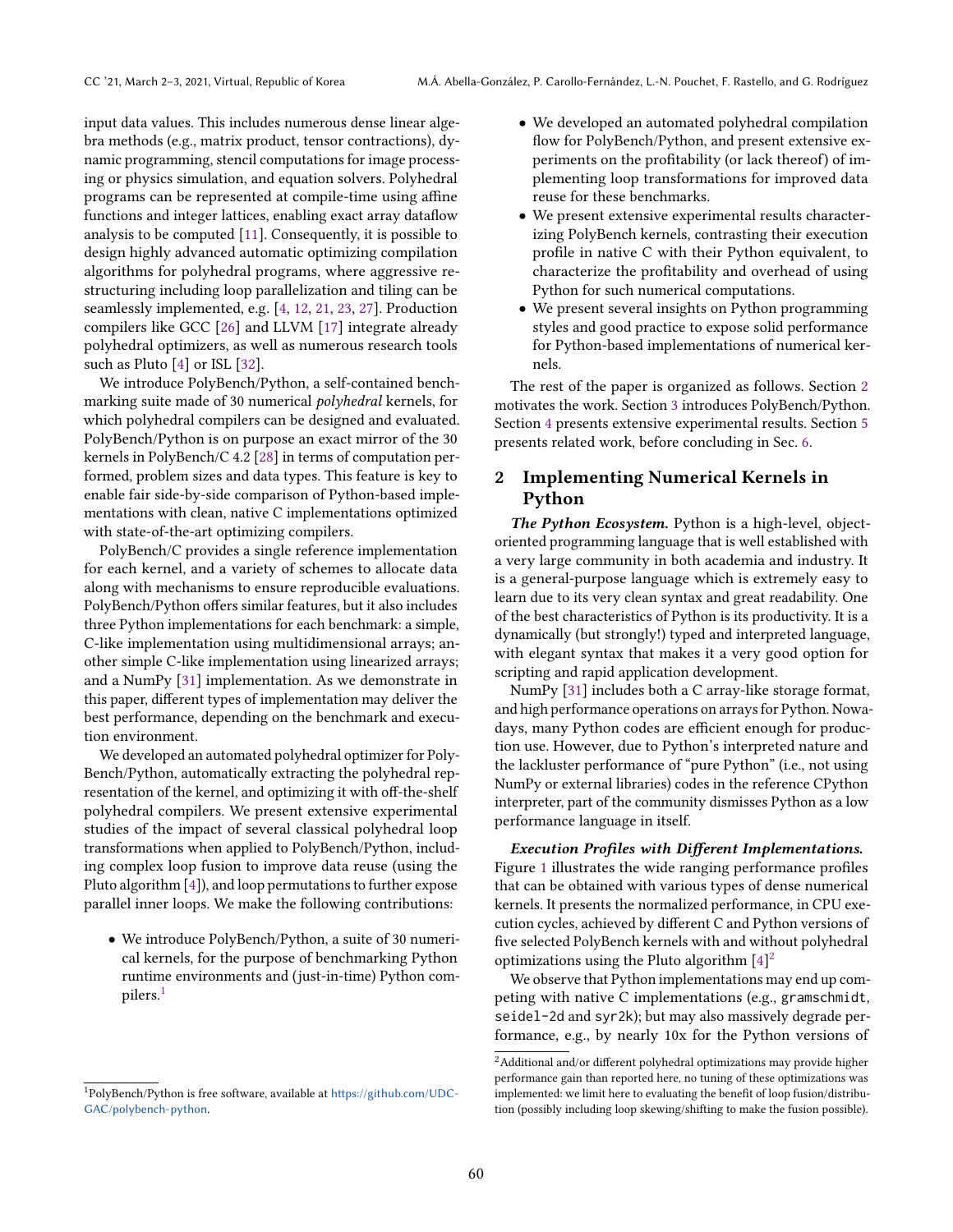input data values. This includes numerous dense linear algebra methods (e.g., matrix product, tensor contractions), dynamic programming, stencil computations for image processing or physics simulation, and equation solvers. Polyhedral programs can be represented at compile-time using affine functions and integer lattices, enabling exact array dataflow analysis to be computed [11]. Consequently, it is possible to design highly advanced automatic optimizing compilation algorithms for polyhedral programs, where aggressive restructuring including loop parallelization and tiling can be seamlessly implemented, e.g. [4, 12, 21, 23, 27]. Production compilers like GCC [26] and LLVM [17] integrate already polyhedral optimizers, as well as numerous research tools such as Pluto [4] or ISL [32].

We introduce PolyBench/Python, a self-contained benchmarking suite made of 30 numerical *polyhedral* kernels, for which polyhedral compilers can be designed and evaluated. PolyBench/Python is on purpose an exact mirror of the 30 kernels in PolyBench/C 4.2 [28] in terms of computation performed, problem sizes and data types. This feature is key to enable fair side-by-side comparison of Python-based implementations with clean, native C implementations optimized with state-of-the-art optimizing compilers.

PolyBench/C provides a single reference implementation for each kernel, and a variety of schemes to allocate data along with mechanisms to ensure reproducible evaluations. PolyBench/Python offers similar features, but it also includes three Python implementations for each benchmark: a simple, C-like implementation using multidimensional arrays; another simple C-like implementation using linearized arrays; and a NumPy [31] implementation. As we demonstrate in this paper, different types of implementation may deliver the best performance, depending on the benchmark and execution environment.

We developed an automated polyhedral optimizer for PolyBench/Python, automatically extracting the polyhedral representation of the kernel, and optimizing it with off-the-shelf polyhedral compilers. We present extensive experimental studies of the impact of several classical polyhedral loop transformations when applied to PolyBench/Python, including complex loop fusion to improve data reuse (using the Pluto algorithm [4]), and loop permutations to further expose parallel inner loops. We make the following contributions:

- We introduce PolyBench/Python, a suite of 30 numerical kernels, for the purpose of benchmarking Python runtime environments and (just-in-time) Python compilers.[1]
- We developed an automated polyhedral compilation flow for PolyBench/Python, and present extensive experiments on the profitability (or lack thereof) of implementing loop transformations for improved data reuse for these benchmarks.
- We present extensive experimental results characterizing PolyBench kernels, contrasting their execution profile in native C with their Python equivalent, to characterize the profitability and overhead of using Python for such numerical computations.
- We present several insights on Python programming styles and good practice to expose solid performance for Python-based implementations of numerical kernels.

The rest of the paper is organized as follows. Section 2 motivates the work. Section 3 introduces PolyBench/Python. Section 4 presents extensive experimental results. Section 5 presents related work, before concluding in Sec. 6.

## 2 Implementing Numerical Kernels in Python

***The Python Ecosystem.*** Python is a high-level, object-oriented programming language that is well established with a very large community in both academia and industry. It is a general-purpose language which is extremely easy to learn due to its very clean syntax and great readability. One of the best characteristics of Python is its productivity. It is a dynamically (but strongly!) typed and interpreted language, with elegant syntax that makes it a very good option for scripting and rapid application development.

NumPy [31] includes both a C array-like storage format, and high performance operations on arrays for Python. Nowadays, many Python codes are efficient enough for production use. However, due to Python's interpreted nature and the lackluster performance of "pure Python" (i.e., not using NumPy or external libraries) codes in the reference CPython interpreter, part of the community dismisses Python as a low performance language in itself.

***Execution Profiles with Different Implementations.*** Figure 1 illustrates the wide ranging performance profiles that can be obtained with various types of dense numerical kernels. It presents the normalized performance, in CPU execution cycles, achieved by different C and Python versions of five selected PolyBench kernels with and without polyhedral optimizations using the Pluto algorithm [4][2]

We observe that Python implementations may end up competing with native C implementations (e.g., `gramschmidt`, `seidel-2d` and `syr2k`); but may also massively degrade performance, e.g., by nearly 10x for the Python versions of

---

[1] PolyBench/Python is free software, available at https://github.com/UDC-GAC/polybench-python.

[2] Additional and/or different polyhedral optimizations may provide higher performance gain than reported here, no tuning of these optimizations was implemented: we limit here to evaluating the benefit of loop fusion/distribution (possibly including loop skewing/shifting to make the fusion possible).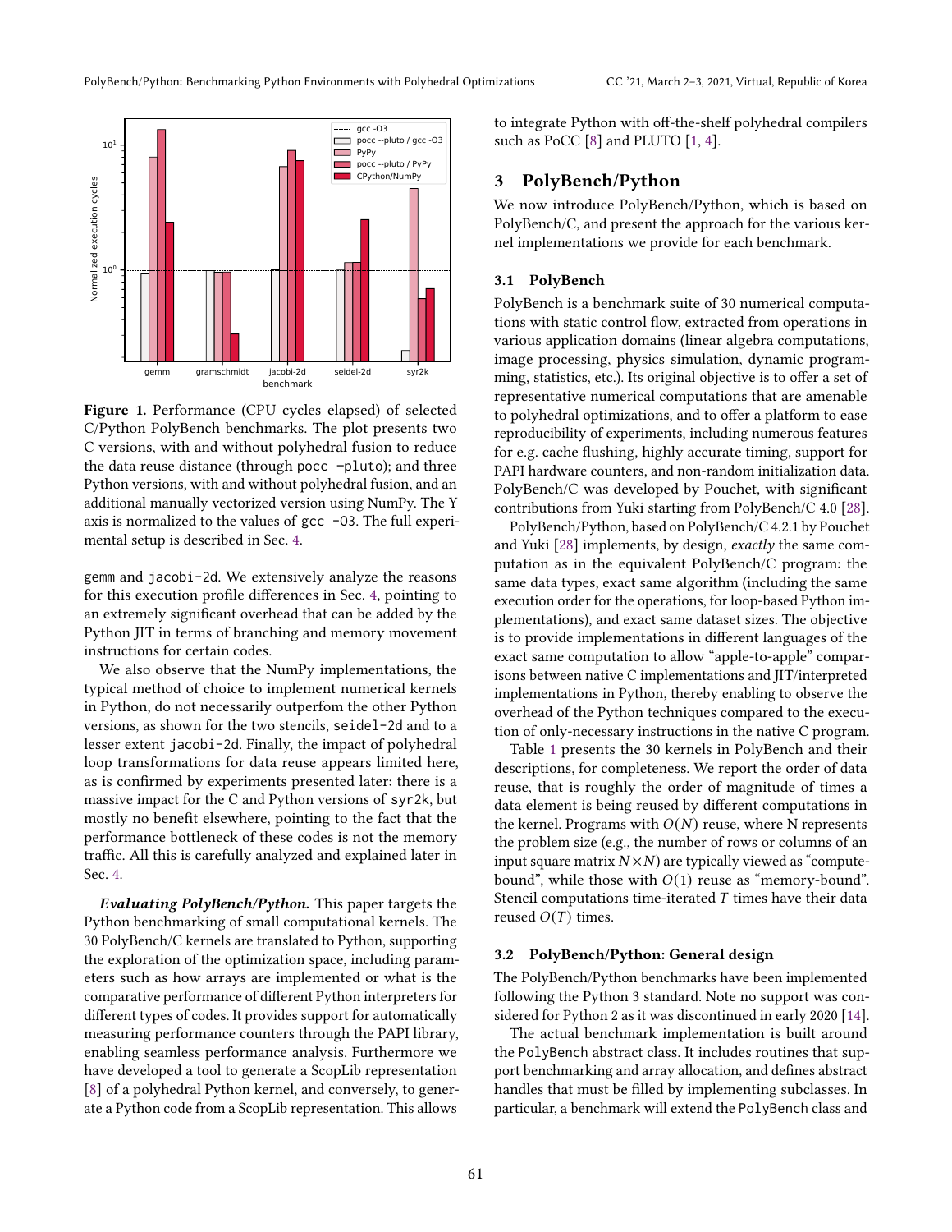**Figure 1.** Performance (CPU cycles elapsed) of selected C/Python PolyBench benchmarks. The plot presents two C versions, with and without polyhedral fusion to reduce the data reuse distance (through `pocc -pluto`); and three Python versions, with and without polyhedral fusion, and an additional manually vectorized version using NumPy. The Y axis is normalized to the values of `gcc -O3`. The full experimental setup is described in Sec. 4.

gemm and jacobi-2d. We extensively analyze the reasons for this execution profile differences in Sec. 4, pointing to an extremely significant overhead that can be added by the Python JIT in terms of branching and memory movement instructions for certain codes.

We also observe that the NumPy implementations, the typical method of choice to implement numerical kernels in Python, do not necessarily outperfom the other Python versions, as shown for the two stencils, seidel-2d and to a lesser extent jacobi-2d. Finally, the impact of polyhedral loop transformations for data reuse appears limited here, as is confirmed by experiments presented later: there is a massive impact for the C and Python versions of syr2k, but mostly no benefit elsewhere, pointing to the fact that the performance bottleneck of these codes is not the memory traffic. All this is carefully analyzed and explained later in Sec. 4.

***Evaluating PolyBench/Python.*** This paper targets the Python benchmarking of small computational kernels. The 30 PolyBench/C kernels are translated to Python, supporting the exploration of the optimization space, including parameters such as how arrays are implemented or what is the comparative performance of different Python interpreters for different types of codes. It provides support for automatically measuring performance counters through the PAPI library, enabling seamless performance analysis. Furthermore we have developed a tool to generate a ScopLib representation [8] of a polyhedral Python kernel, and conversely, to generate a Python code from a ScopLib representation. This allows to integrate Python with off-the-shelf polyhedral compilers such as PoCC [8] and PLUTO [1, 4].

## 3 PolyBench/Python

We now introduce PolyBench/Python, which is based on PolyBench/C, and present the approach for the various kernel implementations we provide for each benchmark.

### 3.1 PolyBench

PolyBench is a benchmark suite of 30 numerical computations with static control flow, extracted from operations in various application domains (linear algebra computations, image processing, physics simulation, dynamic programming, statistics, etc.). Its original objective is to offer a set of representative numerical computations that are amenable to polyhedral optimizations, and to offer a platform to ease reproducibility of experiments, including numerous features for e.g. cache flushing, highly accurate timing, support for PAPI hardware counters, and non-random initialization data. PolyBench/C was developed by Pouchet, with significant contributions from Yuki starting from PolyBench/C 4.0 [28].

PolyBench/Python, based on PolyBench/C 4.2.1 by Pouchet and Yuki [28] implements, by design, *exactly* the same computation as in the equivalent PolyBench/C program: the same data types, exact same algorithm (including the same execution order for the operations, for loop-based Python implementations), and exact same dataset sizes. The objective is to provide implementations in different languages of the exact same computation to allow "apple-to-apple" comparisons between native C implementations and JIT/interpreted implementations in Python, thereby enabling to observe the overhead of the Python techniques compared to the execution of only-necessary instructions in the native C program.

Table 1 presents the 30 kernels in PolyBench and their descriptions, for completeness. We report the order of data reuse, that is roughly the order of magnitude of times a data element is being reused by different computations in the kernel. Programs with $O(N)$ reuse, where N represents the problem size (e.g., the number of rows or columns of an input square matrix $N \times N$) are typically viewed as "compute-bound", while those with $O(1)$ reuse as "memory-bound". Stencil computations time-iterated $T$ times have their data reused $O(T)$ times.

### 3.2 PolyBench/Python: General design

The PolyBench/Python benchmarks have been implemented following the Python 3 standard. Note no support was considered for Python 2 as it was discontinued in early 2020 [14].

The actual benchmark implementation is built around the `PolyBench` abstract class. It includes routines that support benchmarking and array allocation, and defines abstract handles that must be filled by implementing subclasses. In particular, a benchmark will extend the `PolyBench` class and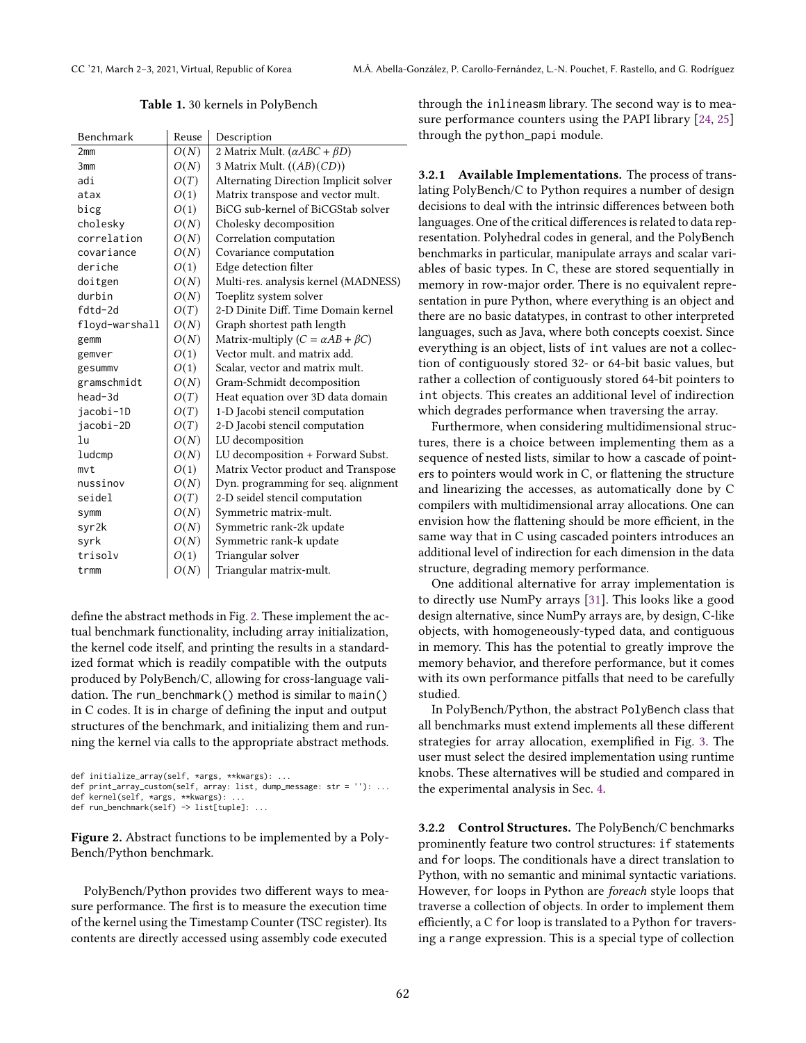**Table 1.** 30 kernels in PolyBench

| Benchmark | Reuse | Description |
|---|---|---|
| 2mm | $O(N)$ | 2 Matrix Mult. ($\alpha ABC + \beta D$) |
| 3mm | $O(N)$ | 3 Matrix Mult. ($(AB)(CD)$) |
| adi | $O(T)$ | Alternating Direction Implicit solver |
| atax | $O(1)$ | Matrix transpose and vector mult. |
| bicg | $O(1)$ | BiCG sub-kernel of BiCGStab solver |
| cholesky | $O(N)$ | Cholesky decomposition |
| correlation | $O(N)$ | Correlation computation |
| covariance | $O(N)$ | Covariance computation |
| deriche | $O(1)$ | Edge detection filter |
| doitgen | $O(N)$ | Multi-res. analysis kernel (MADNESS) |
| durbin | $O(N)$ | Toeplitz system solver |
| fdtd-2d | $O(T)$ | 2-D Dinite Diff. Time Domain kernel |
| floyd-warshall | $O(N)$ | Graph shortest path length |
| gemm | $O(N)$ | Matrix-multiply ($C = \alpha AB + \beta C$) |
| gemver | $O(1)$ | Vector mult. and matrix add. |
| gesummv | $O(1)$ | Scalar, vector and matrix mult. |
| gramschmidt | $O(N)$ | Gram-Schmidt decomposition |
| head-3d | $O(T)$ | Heat equation over 3D data domain |
| jacobi-1D | $O(T)$ | 1-D Jacobi stencil computation |
| jacobi-2D | $O(T)$ | 2-D Jacobi stencil computation |
| lu | $O(N)$ | LU decomposition |
| ludcmp | $O(N)$ | LU decomposition + Forward Subst. |
| mvt | $O(1)$ | Matrix Vector product and Transpose |
| nussinov | $O(N)$ | Dyn. programming for seq. alignment |
| seidel | $O(T)$ | 2-D seidel stencil computation |
| symm | $O(N)$ | Symmetric matrix-mult. |
| syr2k | $O(N)$ | Symmetric rank-2k update |
| syrk | $O(N)$ | Symmetric rank-k update |
| trisolv | $O(1)$ | Triangular solver |
| trmm | $O(N)$ | Triangular matrix-mult. |

define the abstract methods in Fig. 2. These implement the actual benchmark functionality, including array initialization, the kernel code itself, and printing the results in a standardized format which is readily compatible with the outputs produced by PolyBench/C, allowing for cross-language validation. The `run_benchmark()` method is similar to `main()` in C codes. It is in charge of defining the input and output structures of the benchmark, and initializing them and running the kernel via calls to the appropriate abstract methods.

```
def initialize_array(self, *args, **kwargs): ...
def print_array_custom(self, array: list, dump_message: str = ''): ...
def kernel(self, *args, **kwargs): ...
def run_benchmark(self) -> list[tuple]: ...
```

**Figure 2.** Abstract functions to be implemented by a PolyBench/Python benchmark.

PolyBench/Python provides two different ways to measure performance. The first is to measure the execution time of the kernel using the Timestamp Counter (TSC register). Its contents are directly accessed using assembly code executed through the `inlineasm` library. The second way is to measure performance counters using the PAPI library [24, 25] through the `python_papi` module.

#### 3.2.1 Available Implementations.

The process of translating PolyBench/C to Python requires a number of design decisions to deal with the intrinsic differences between both languages. One of the critical differences is related to data representation. Polyhedral codes in general, and the PolyBench benchmarks in particular, manipulate arrays and scalar variables of basic types. In C, these are stored sequentially in memory in row-major order. There is no equivalent representation in pure Python, where everything is an object and there are no basic datatypes, in contrast to other interpreted languages, such as Java, where both concepts coexist. Since everything is an object, lists of `int` values are not a collection of contiguously stored 32- or 64-bit basic values, but rather a collection of contiguously stored 64-bit pointers to `int` objects. This creates an additional level of indirection which degrades performance when traversing the array.

Furthermore, when considering multidimensional structures, there is a choice between implementing them as a sequence of nested lists, similar to how a cascade of pointers to pointers would work in C, or flattening the structure and linearizing the accesses, as automatically done by C compilers with multidimensional array allocations. One can envision how the flattening should be more efficient, in the same way that in C using cascaded pointers introduces an additional level of indirection for each dimension in the data structure, degrading memory performance.

One additional alternative for array implementation is to directly use NumPy arrays [31]. This looks like a good design alternative, since NumPy arrays are, by design, C-like objects, with homogeneously-typed data, and contiguous in memory. This has the potential to greatly improve the memory behavior, and therefore performance, but it comes with its own performance pitfalls that need to be carefully studied.

In PolyBench/Python, the abstract `PolyBench` class that all benchmarks must extend implements all these different strategies for array allocation, exemplified in Fig. 3. The user must select the desired implementation using runtime knobs. These alternatives will be studied and compared in the experimental analysis in Sec. 4.

#### 3.2.2 Control Structures.

The PolyBench/C benchmarks prominently feature two control structures: `if` statements and `for` loops. The conditionals have a direct translation to Python, with no semantic and minimal syntactic variations. However, `for` loops in Python are *foreach* style loops that traverse a collection of objects. In order to implement them efficiently, a C `for` loop is translated to a Python `for` traversing a `range` expression. This is a special type of collection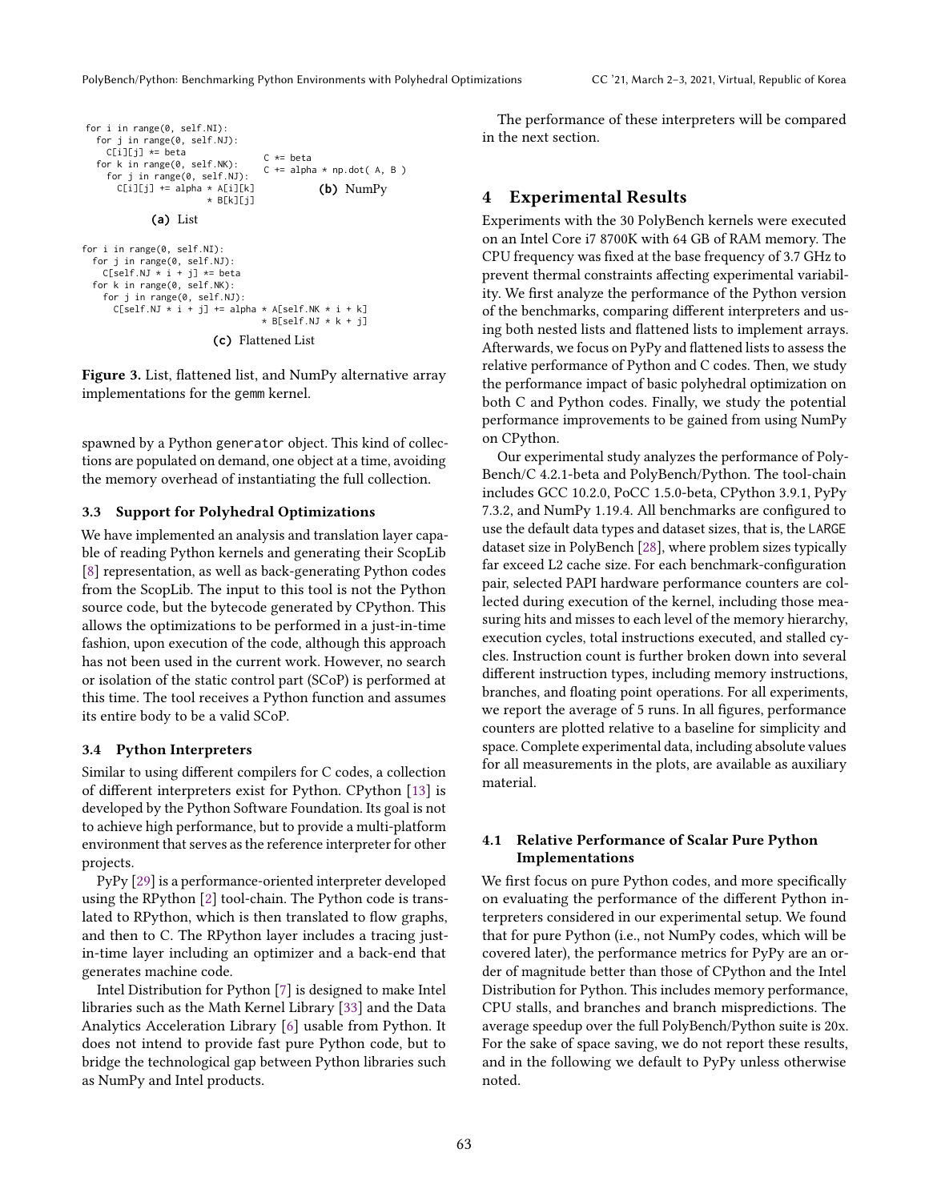```python
for i in range(0, self.NI):
  for j in range(0, self.NJ):
    C[i][j] *= beta
  for k in range(0, self.NK):
    for j in range(0, self.NJ):
      C[i][j] += alpha * A[i][k]
                       * B[k][j]
```

**(a)** List

```python
C *= beta
C += alpha * np.dot( A, B )
```

**(b)** NumPy

```python
for i in range(0, self.NI):
  for j in range(0, self.NJ):
    C[self.NJ * i + j] *= beta
  for k in range(0, self.NK):
    for j in range(0, self.NJ):
      C[self.NJ * i + j] += alpha * A[self.NK * i + k]
                              * B[self.NJ * k + j]
```

**(c)** Flattened List

**Figure 3.** List, flattened list, and NumPy alternative array implementations for the gemm kernel.

spawned by a Python generator object. This kind of collections are populated on demand, one object at a time, avoiding the memory overhead of instantiating the full collection.

### 3.3 Support for Polyhedral Optimizations

We have implemented an analysis and translation layer capable of reading Python kernels and generating their ScopLib [8] representation, as well as back-generating Python codes from the ScopLib. The input to this tool is not the Python source code, but the bytecode generated by CPython. This allows the optimizations to be performed in a just-in-time fashion, upon execution of the code, although this approach has not been used in the current work. However, no search or isolation of the static control part (SCoP) is performed at this time. The tool receives a Python function and assumes its entire body to be a valid SCoP.

### 3.4 Python Interpreters

Similar to using different compilers for C codes, a collection of different interpreters exist for Python. CPython [13] is developed by the Python Software Foundation. Its goal is not to achieve high performance, but to provide a multi-platform environment that serves as the reference interpreter for other projects.

PyPy [29] is a performance-oriented interpreter developed using the RPython [2] tool-chain. The Python code is translated to RPython, which is then translated to flow graphs, and then to C. The RPython layer includes a tracing just-in-time layer including an optimizer and a back-end that generates machine code.

Intel Distribution for Python [7] is designed to make Intel libraries such as the Math Kernel Library [33] and the Data Analytics Acceleration Library [6] usable from Python. It does not intend to provide fast pure Python code, but to bridge the technological gap between Python libraries such as NumPy and Intel products.

The performance of these interpreters will be compared in the next section.

## 4 Experimental Results

Experiments with the 30 PolyBench kernels were executed on an Intel Core i7 8700K with 64 GB of RAM memory. The CPU frequency was fixed at the base frequency of 3.7 GHz to prevent thermal constraints affecting experimental variability. We first analyze the performance of the Python version of the benchmarks, comparing different interpreters and using both nested lists and flattened lists to implement arrays. Afterwards, we focus on PyPy and flattened lists to assess the relative performance of Python and C codes. Then, we study the performance impact of basic polyhedral optimization on both C and Python codes. Finally, we study the potential performance improvements to be gained from using NumPy on CPython.

Our experimental study analyzes the performance of PolyBench/C 4.2.1-beta and PolyBench/Python. The tool-chain includes GCC 10.2.0, PoCC 1.5.0-beta, CPython 3.9.1, PyPy 7.3.2, and NumPy 1.19.4. All benchmarks are configured to use the default data types and dataset sizes, that is, the LARGE dataset size in PolyBench [28], where problem sizes typically far exceed L2 cache size. For each benchmark-configuration pair, selected PAPI hardware performance counters are collected during execution of the kernel, including those measuring hits and misses to each level of the memory hierarchy, execution cycles, total instructions executed, and stalled cycles. Instruction count is further broken down into several different instruction types, including memory instructions, branches, and floating point operations. For all experiments, we report the average of 5 runs. In all figures, performance counters are plotted relative to a baseline for simplicity and space. Complete experimental data, including absolute values for all measurements in the plots, are available as auxiliary material.

### 4.1 Relative Performance of Scalar Pure Python Implementations

We first focus on pure Python codes, and more specifically on evaluating the performance of the different Python interpreters considered in our experimental setup. We found that for pure Python (i.e., not NumPy codes, which will be covered later), the performance metrics for PyPy are an order of magnitude better than those of CPython and the Intel Distribution for Python. This includes memory performance, CPU stalls, and branches and branch mispredictions. The average speedup over the full PolyBench/Python suite is 20x. For the sake of space saving, we do not report these results, and in the following we default to PyPy unless otherwise noted.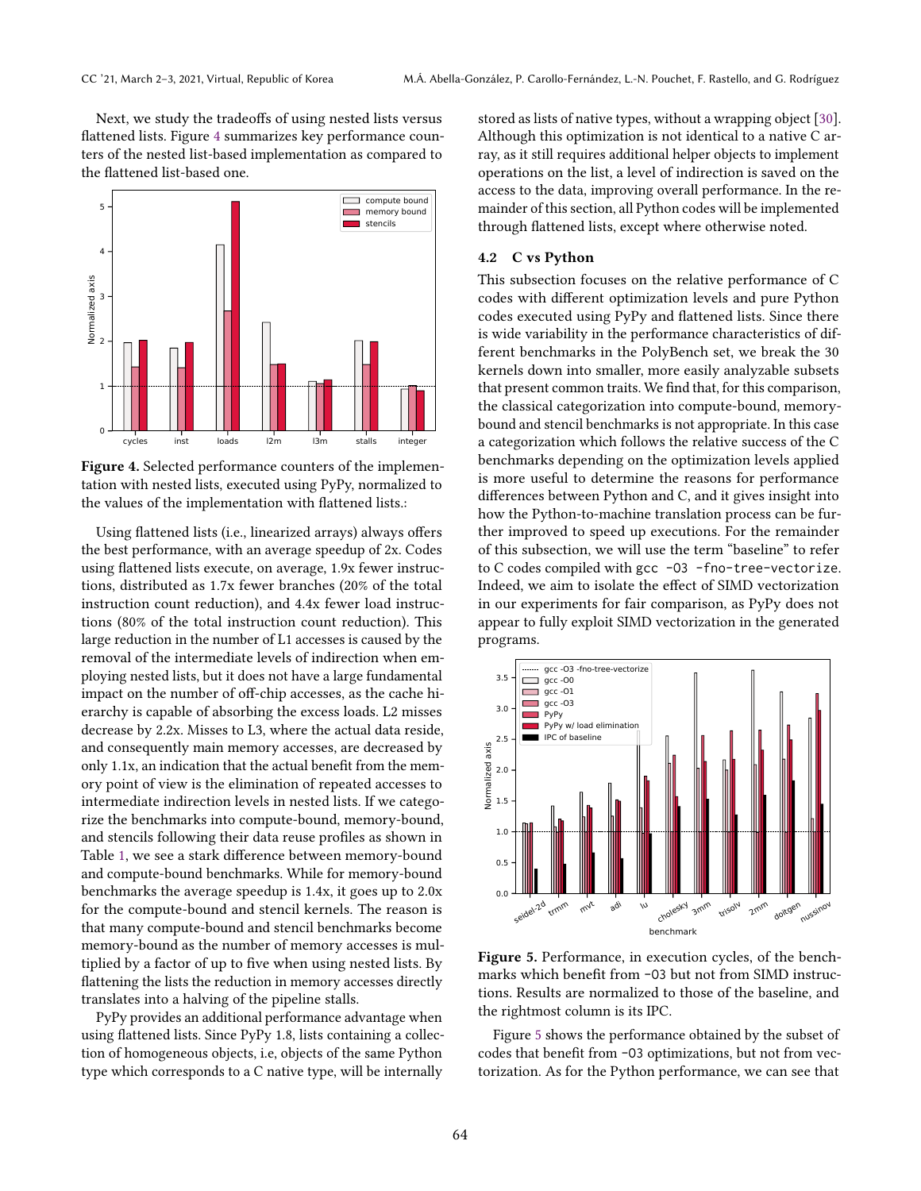Next, we study the tradeoffs of using nested lists versus flattened lists. Figure 4 summarizes key performance counters of the nested list-based implementation as compared to the flattened list-based one.

**Figure 4.** Selected performance counters of the implementation with nested lists, executed using PyPy, normalized to the values of the implementation with flattened lists.:

Using flattened lists (i.e., linearized arrays) always offers the best performance, with an average speedup of 2x. Codes using flattened lists execute, on average, 1.9x fewer instructions, distributed as 1.7x fewer branches (20% of the total instruction count reduction), and 4.4x fewer load instructions (80% of the total instruction count reduction). This large reduction in the number of L1 accesses is caused by the removal of the intermediate levels of indirection when employing nested lists, but it does not have a large fundamental impact on the number of off-chip accesses, as the cache hierarchy is capable of absorbing the excess loads. L2 misses decrease by 2.2x. Misses to L3, where the actual data reside, and consequently main memory accesses, are decreased by only 1.1x, an indication that the actual benefit from the memory point of view is the elimination of repeated accesses to intermediate indirection levels in nested lists. If we categorize the benchmarks into compute-bound, memory-bound, and stencils following their data reuse profiles as shown in Table 1, we see a stark difference between memory-bound and compute-bound benchmarks. While for memory-bound benchmarks the average speedup is 1.4x, it goes up to 2.0x for the compute-bound and stencil kernels. The reason is that many compute-bound and stencil benchmarks become memory-bound as the number of memory accesses is multiplied by a factor of up to five when using nested lists. By flattening the lists the reduction in memory accesses directly translates into a halving of the pipeline stalls.

PyPy provides an additional performance advantage when using flattened lists. Since PyPy 1.8, lists containing a collection of homogeneous objects, i.e, objects of the same Python type which corresponds to a C native type, will be internally stored as lists of native types, without a wrapping object [30]. Although this optimization is not identical to a native C array, as it still requires additional helper objects to implement operations on the list, a level of indirection is saved on the access to the data, improving overall performance. In the remainder of this section, all Python codes will be implemented through flattened lists, except where otherwise noted.

## 4.2 C vs Python

This subsection focuses on the relative performance of C codes with different optimization levels and pure Python codes executed using PyPy and flattened lists. Since there is wide variability in the performance characteristics of different benchmarks in the PolyBench set, we break the 30 kernels down into smaller, more easily analyzable subsets that present common traits. We find that, for this comparison, the classical categorization into compute-bound, memory-bound and stencil benchmarks is not appropriate. In this case a categorization which follows the relative success of the C benchmarks depending on the optimization levels applied is more useful to determine the reasons for performance differences between Python and C, and it gives insight into how the Python-to-machine translation process can be further improved to speed up executions. For the remainder of this subsection, we will use the term "baseline" to refer to C codes compiled with `gcc -O3 -fno-tree-vectorize`. Indeed, we aim to isolate the effect of SIMD vectorization in our experiments for fair comparison, as PyPy does not appear to fully exploit SIMD vectorization in the generated programs.

**Figure 5.** Performance, in execution cycles, of the benchmarks which benefit from `-O3` but not from SIMD instructions. Results are normalized to those of the baseline, and the rightmost column is its IPC.

Figure 5 shows the performance obtained by the subset of codes that benefit from `-O3` optimizations, but not from vectorization. As for the Python performance, we can see that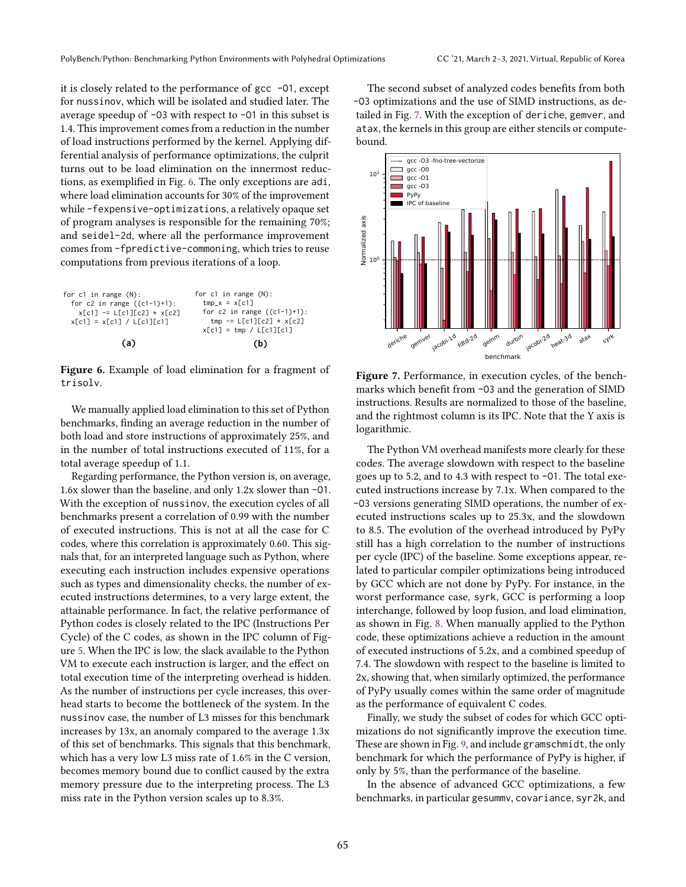it is closely related to the performance of gcc -O1, except for nussinov, which will be isolated and studied later. The average speedup of -O3 with respect to -O1 in this subset is 1.4. This improvement comes from a reduction in the number of load instructions performed by the kernel. Applying differential analysis of performance optimizations, the culprit turns out to be load elimination on the innermost reductions, as exemplified in Fig. 6. The only exceptions are adi, where load elimination accounts for 30% of the improvement while -fexpensive-optimizations, a relatively opaque set of program analyses is responsible for the remaining 70%; and seidel-2d, where all the performance improvement comes from -fpredictive-commoning, which tries to reuse computations from previous iterations of a loop.

```
for c1 in range (N):
  for c2 in range ((c1-1)+1):
    x[c1] -= L[c1][c2] * x[c2]
  x[c1] = x[c1] / L[c1][c1]
```

**(a)**

```
for c1 in range (N):
  tmp_x = x[c1]
  for c2 in range ((c1-1)+1):
    tmp -= L[c1][c2] * x[c2]
  x[c1] = tmp / L[c1][c1]
```

**(b)**

**Figure 6.** Example of load elimination for a fragment of trisolv.

We manually applied load elimination to this set of Python benchmarks, finding an average reduction in the number of both load and store instructions of approximately 25%, and in the number of total instructions executed of 11%, for a total average speedup of 1.1.

Regarding performance, the Python version is, on average, 1.6x slower than the baseline, and only 1.2x slower than -O1. With the exception of nussinov, the execution cycles of all benchmarks present a correlation of 0.99 with the number of executed instructions. This is not at all the case for C codes, where this correlation is approximately 0.60. This signals that, for an interpreted language such as Python, where executing each instruction includes expensive operations such as types and dimensionality checks, the number of executed instructions determines, to a very large extent, the attainable performance. In fact, the relative performance of Python codes is closely related to the IPC (Instructions Per Cycle) of the C codes, as shown in the IPC column of Figure 5. When the IPC is low, the slack available to the Python VM to execute each instruction is larger, and the effect on total execution time of the interpreting overhead is hidden. As the number of instructions per cycle increases, this overhead starts to become the bottleneck of the system. In the nussinov case, the number of L3 misses for this benchmark increases by 13x, an anomaly compared to the average 1.3x of this set of benchmarks. This signals that this benchmark, which has a very low L3 miss rate of 1.6% in the C version, becomes memory bound due to conflict caused by the extra memory pressure due to the interpreting process. The L3 miss rate in the Python version scales up to 8.3%.

The second subset of analyzed codes benefits from both -O3 optimizations and the use of SIMD instructions, as detailed in Fig. 7. With the exception of deriche, gemver, and atax, the kernels in this group are either stencils or compute-bound.

**Figure 7.** Performance, in execution cycles, of the benchmarks which benefit from -O3 and the generation of SIMD instructions. Results are normalized to those of the baseline, and the rightmost column is its IPC. Note that the Y axis is logarithmic.

The Python VM overhead manifests more clearly for these codes. The average slowdown with respect to the baseline goes up to 5.2, and to 4.3 with respect to -O1. The total executed instructions increase by 7.1x. When compared to the -O3 versions generating SIMD operations, the number of executed instructions scales up to 25.3x, and the slowdown to 8.5. The evolution of the overhead introduced by PyPy still has a high correlation to the number of instructions per cycle (IPC) of the baseline. Some exceptions appear, related to particular compiler optimizations being introduced by GCC which are not done by PyPy. For instance, in the worst performance case, syrk, GCC is performing a loop interchange, followed by loop fusion, and load elimination, as shown in Fig. 8. When manually applied to the Python code, these optimizations achieve a reduction in the amount of executed instructions of 5.2x, and a combined speedup of 7.4. The slowdown with respect to the baseline is limited to 2x, showing that, when similarly optimized, the performance of PyPy usually comes within the same order of magnitude as the performance of equivalent C codes.

Finally, we study the subset of codes for which GCC optimizations do not significantly improve the execution time. These are shown in Fig. 9, and include gramschmidt, the only benchmark for which the performance of PyPy is higher, if only by 5%, than the performance of the baseline.

In the absence of advanced GCC optimizations, a few benchmarks, in particular gesummv, covariance, syr2k, and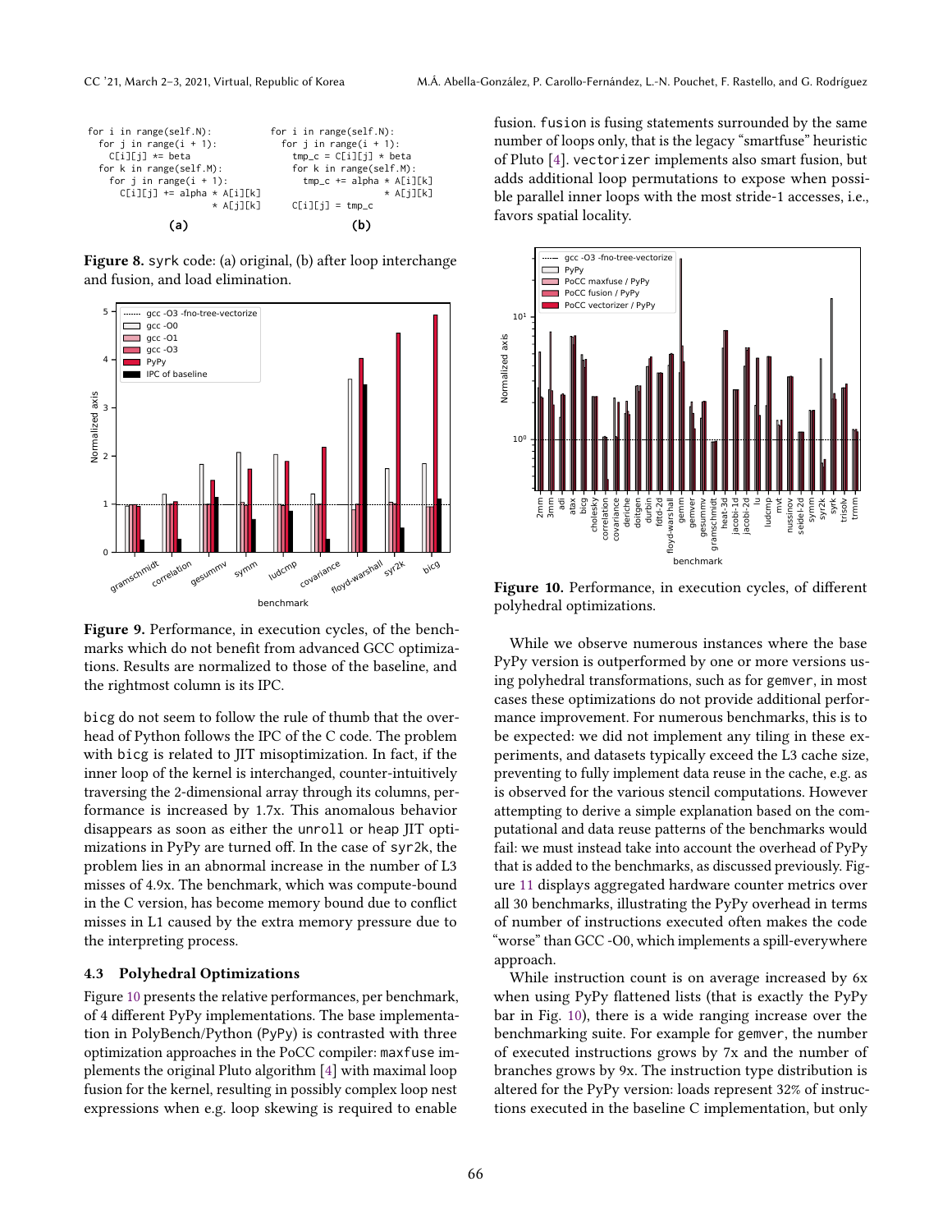```
for i in range(self.N):
  for j in range(i + 1):
    C[i][j] *= beta
  for k in range(self.M):
    for j in range(i + 1):
      C[i][j] += alpha * A[i][k]
                       * A[j][k]
```
**(a)**

```
for i in range(self.N):
  for j in range(i + 1):
    tmp_c = C[i][j] * beta
    for k in range(self.M):
      tmp_c += alpha * A[i][k]
                     * A[j][k]
    C[i][j] = tmp_c
```
**(b)**

**Figure 8.** syrk code: (a) original, (b) after loop interchange and fusion, and load elimination.

**Figure 9.** Performance, in execution cycles, of the benchmarks which do not benefit from advanced GCC optimizations. Results are normalized to those of the baseline, and the rightmost column is its IPC.

bicg do not seem to follow the rule of thumb that the overhead of Python follows the IPC of the C code. The problem with bicg is related to JIT misoptimization. In fact, if the inner loop of the kernel is interchanged, counter-intuitively traversing the 2-dimensional array through its columns, performance is increased by 1.7x. This anomalous behavior disappears as soon as either the unroll or heap JIT optimizations in PyPy are turned off. In the case of syr2k, the problem lies in an abnormal increase in the number of L3 misses of 4.9x. The benchmark, which was compute-bound in the C version, has become memory bound due to conflict misses in L1 caused by the extra memory pressure due to the interpreting process.

### 4.3 Polyhedral Optimizations

Figure 10 presents the relative performances, per benchmark, of 4 different PyPy implementations. The base implementation in PolyBench/Python (PyPy) is contrasted with three optimization approaches in the PoCC compiler: maxfuse implements the original Pluto algorithm [4] with maximal loop fusion for the kernel, resulting in possibly complex loop nest expressions when e.g. loop skewing is required to enable fusion. fusion is fusing statements surrounded by the same number of loops only, that is the legacy "smartfuse" heuristic of Pluto [4]. vectorizer implements also smart fusion, but adds additional loop permutations to expose when possible parallel inner loops with the most stride-1 accesses, i.e., favors spatial locality.

**Figure 10.** Performance, in execution cycles, of different polyhedral optimizations.

While we observe numerous instances where the base PyPy version is outperformed by one or more versions using polyhedral transformations, such as for gemver, in most cases these optimizations do not provide additional performance improvement. For numerous benchmarks, this is to be expected: we did not implement any tiling in these experiments, and datasets typically exceed the L3 cache size, preventing to fully implement data reuse in the cache, e.g. as is observed for the various stencil computations. However attempting to derive a simple explanation based on the computational and data reuse patterns of the benchmarks would fail: we must instead take into account the overhead of PyPy that is added to the benchmarks, as discussed previously. Figure 11 displays aggregated hardware counter metrics over all 30 benchmarks, illustrating the PyPy overhead in terms of number of instructions executed often makes the code "worse" than GCC -O0, which implements a spill-everywhere approach.

While instruction count is on average increased by 6x when using PyPy flattened lists (that is exactly the PyPy bar in Fig. 10), there is a wide ranging increase over the benchmarking suite. For example for gemver, the number of executed instructions grows by 7x and the number of branches grows by 9x. The instruction type distribution is altered for the PyPy version: loads represent 32% of instructions executed in the baseline C implementation, but only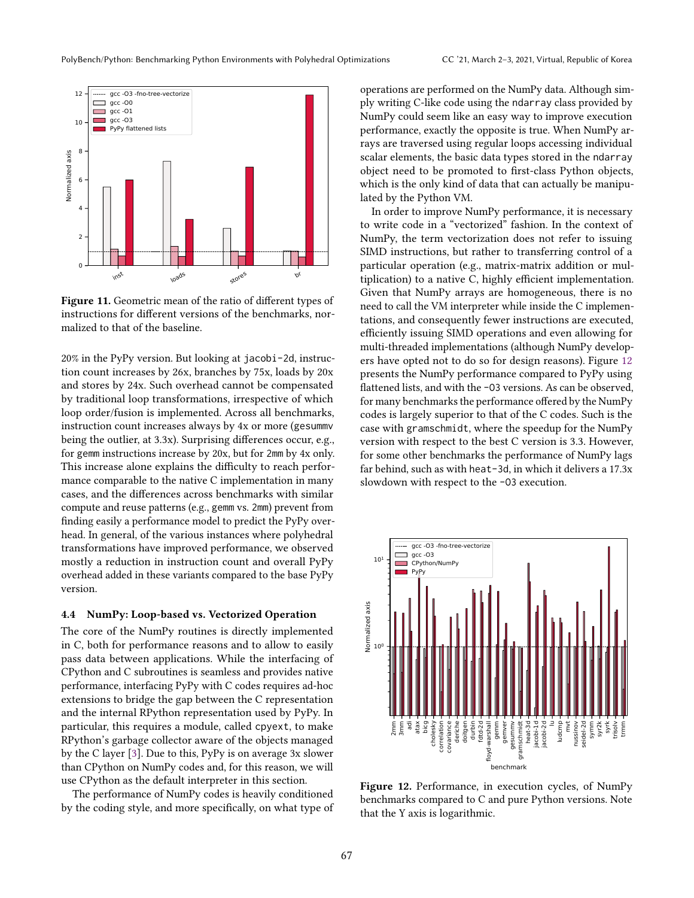Figure 11. Geometric mean of the ratio of different types of instructions for different versions of the benchmarks, normalized to that of the baseline.

20% in the PyPy version. But looking at jacobi-2d, instruction count increases by 26x, branches by 75x, loads by 20x and stores by 24x. Such overhead cannot be compensated by traditional loop transformations, irrespective of which loop order/fusion is implemented. Across all benchmarks, instruction count increases always by 4x or more (gesummv being the outlier, at 3.3x). Surprising differences occur, e.g., for gemm instructions increase by 20x, but for 2mm by 4x only. This increase alone explains the difficulty to reach performance comparable to the native C implementation in many cases, and the differences across benchmarks with similar compute and reuse patterns (e.g., gemm vs. 2mm) prevent from finding easily a performance model to predict the PyPy overhead. In general, of the various instances where polyhedral transformations have improved performance, we observed mostly a reduction in instruction count and overall PyPy overhead added in these variants compared to the base PyPy version.

### 4.4 NumPy: Loop-based vs. Vectorized Operation

The core of the NumPy routines is directly implemented in C, both for performance reasons and to allow to easily pass data between applications. While the interfacing of CPython and C subroutines is seamless and provides native performance, interfacing PyPy with C codes requires ad-hoc extensions to bridge the gap between the C representation and the internal RPython representation used by PyPy. In particular, this requires a module, called cpyext, to make RPython's garbage collector aware of the objects managed by the C layer [3]. Due to this, PyPy is on average 3x slower than CPython on NumPy codes and, for this reason, we will use CPython as the default interpreter in this section.

The performance of NumPy codes is heavily conditioned by the coding style, and more specifically, on what type of operations are performed on the NumPy data. Although simply writing C-like code using the ndarray class provided by NumPy could seem like an easy way to improve execution performance, exactly the opposite is true. When NumPy arrays are traversed using regular loops accessing individual scalar elements, the basic data types stored in the ndarray object need to be promoted to first-class Python objects, which is the only kind of data that can actually be manipulated by the Python VM.

In order to improve NumPy performance, it is necessary to write code in a "vectorized" fashion. In the context of NumPy, the term vectorization does not refer to issuing SIMD instructions, but rather to transferring control of a particular operation (e.g., matrix-matrix addition or multiplication) to a native C, highly efficient implementation. Given that NumPy arrays are homogeneous, there is no need to call the VM interpreter while inside the C implementations, and consequently fewer instructions are executed, efficiently issuing SIMD operations and even allowing for multi-threaded implementations (although NumPy developers have opted not to do so for design reasons). Figure 12 presents the NumPy performance compared to PyPy using flattened lists, and with the -O3 versions. As can be observed, for many benchmarks the performance offered by the NumPy codes is largely superior to that of the C codes. Such is the case with gramschmidt, where the speedup for the NumPy version with respect to the best C version is 3.3. However, for some other benchmarks the performance of NumPy lags far behind, such as with heat-3d, in which it delivers a 17.3x slowdown with respect to the -O3 execution.

Figure 12. Performance, in execution cycles, of NumPy benchmarks compared to C and pure Python versions. Note that the Y axis is logarithmic.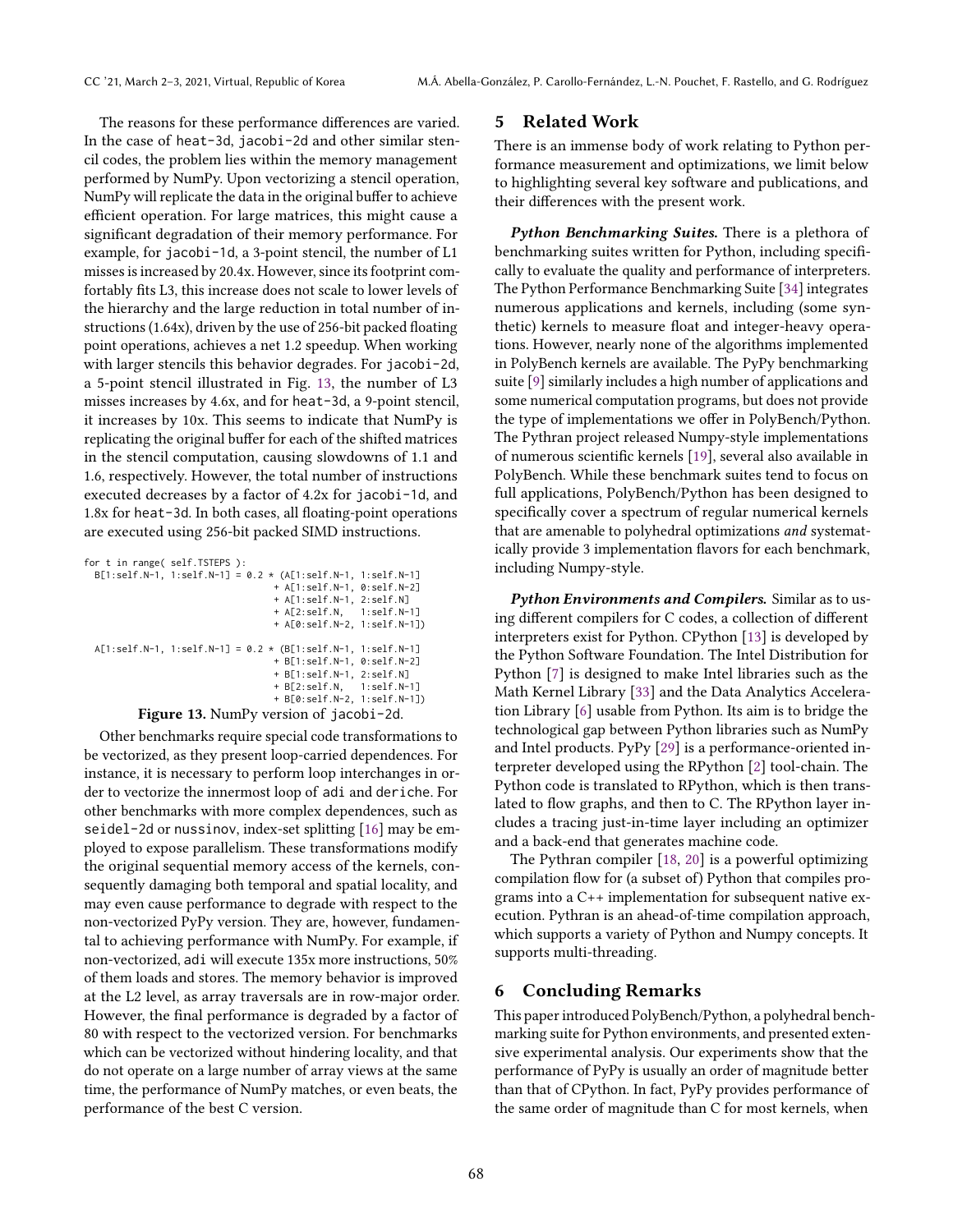The reasons for these performance differences are varied. In the case of heat-3d, jacobi-2d and other similar stencil codes, the problem lies within the memory management performed by NumPy. Upon vectorizing a stencil operation, NumPy will replicate the data in the original buffer to achieve efficient operation. For large matrices, this might cause a significant degradation of their memory performance. For example, for jacobi-1d, a 3-point stencil, the number of L1 misses is increased by 20.4x. However, since its footprint comfortably fits L3, this increase does not scale to lower levels of the hierarchy and the large reduction in total number of instructions (1.64x), driven by the use of 256-bit packed floating point operations, achieves a net 1.2 speedup. When working with larger stencils this behavior degrades. For jacobi-2d, a 5-point stencil illustrated in Fig. 13, the number of L3 misses increases by 4.6x, and for heat-3d, a 9-point stencil, it increases by 10x. This seems to indicate that NumPy is replicating the original buffer for each of the shifted matrices in the stencil computation, causing slowdowns of 1.1 and 1.6, respectively. However, the total number of instructions executed decreases by a factor of 4.2x for jacobi-1d, and 1.8x for heat-3d. In both cases, all floating-point operations are executed using 256-bit packed SIMD instructions.

```
for t in range( self.TSTEPS ):
  B[1:self.N-1, 1:self.N-1] = 0.2 * (A[1:self.N-1, 1:self.N-1]
                                   + A[1:self.N-1, 0:self.N-2]
                                   + A[1:self.N-1, 2:self.N]
                                   + A[2:self.N,   1:self.N-1]
                                   + A[0:self.N-2, 1:self.N-1])

  A[1:self.N-1, 1:self.N-1] = 0.2 * (B[1:self.N-1, 1:self.N-1]
                                   + B[1:self.N-1, 0:self.N-2]
                                   + B[1:self.N-1, 2:self.N]
                                   + B[2:self.N,   1:self.N-1]
                                   + B[0:self.N-2, 1:self.N-1])
```

**Figure 13.** NumPy version of jacobi-2d.

Other benchmarks require special code transformations to be vectorized, as they present loop-carried dependences. For instance, it is necessary to perform loop interchanges in order to vectorize the innermost loop of adi and deriche. For other benchmarks with more complex dependences, such as seidel-2d or nussinov, index-set splitting [16] may be employed to expose parallelism. These transformations modify the original sequential memory access of the kernels, consequently damaging both temporal and spatial locality, and may even cause performance to degrade with respect to the non-vectorized PyPy version. They are, however, fundamental to achieving performance with NumPy. For example, if non-vectorized, adi will execute 135x more instructions, 50% of them loads and stores. The memory behavior is improved at the L2 level, as array traversals are in row-major order. However, the final performance is degraded by a factor of 80 with respect to the vectorized version. For benchmarks which can be vectorized without hindering locality, and that do not operate on a large number of array views at the same time, the performance of NumPy matches, or even beats, the performance of the best C version.

## 5 Related Work

There is an immense body of work relating to Python performance measurement and optimizations, we limit below to highlighting several key software and publications, and their differences with the present work.

***Python Benchmarking Suites.*** There is a plethora of benchmarking suites written for Python, including specifically to evaluate the quality and performance of interpreters. The Python Performance Benchmarking Suite [34] integrates numerous applications and kernels, including (some synthetic) kernels to measure float and integer-heavy operations. However, nearly none of the algorithms implemented in PolyBench kernels are available. The PyPy benchmarking suite [9] similarly includes a high number of applications and some numerical computation programs, but does not provide the type of implementations we offer in PolyBench/Python. The Pythran project released Numpy-style implementations of numerous scientific kernels [19], several also available in PolyBench. While these benchmark suites tend to focus on full applications, PolyBench/Python has been designed to specifically cover a spectrum of regular numerical kernels that are amenable to polyhedral optimizations *and* systematically provide 3 implementation flavors for each benchmark, including Numpy-style.

***Python Environments and Compilers.*** Similar as to using different compilers for C codes, a collection of different interpreters exist for Python. CPython [13] is developed by the Python Software Foundation. The Intel Distribution for Python [7] is designed to make Intel libraries such as the Math Kernel Library [33] and the Data Analytics Acceleration Library [6] usable from Python. Its aim is to bridge the technological gap between Python libraries such as NumPy and Intel products. PyPy [29] is a performance-oriented interpreter developed using the RPython [2] tool-chain. The Python code is translated to RPython, which is then translated to flow graphs, and then to C. The RPython layer includes a tracing just-in-time layer including an optimizer and a back-end that generates machine code.

The Pythran compiler [18, 20] is a powerful optimizing compilation flow for (a subset of) Python that compiles programs into a C++ implementation for subsequent native execution. Pythran is an ahead-of-time compilation approach, which supports a variety of Python and Numpy concepts. It supports multi-threading.

## 6 Concluding Remarks

This paper introduced PolyBench/Python, a polyhedral benchmarking suite for Python environments, and presented extensive experimental analysis. Our experiments show that the performance of PyPy is usually an order of magnitude better than that of CPython. In fact, PyPy provides performance of the same order of magnitude than C for most kernels, when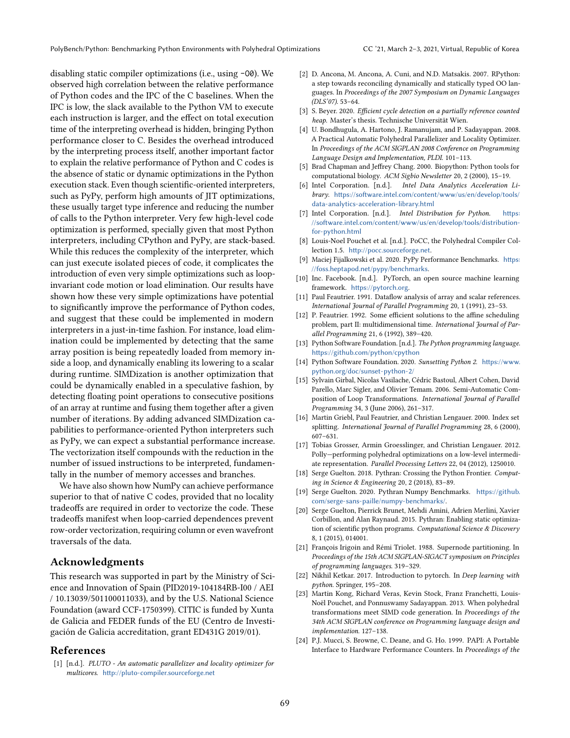disabling static compiler optimizations (i.e., using -O0). We observed high correlation between the relative performance of Python codes and the IPC of the C baselines. When the IPC is low, the slack available to the Python VM to execute each instruction is larger, and the effect on total execution time of the interpreting overhead is hidden, bringing Python performance closer to C. Besides the overhead introduced by the interpreting process itself, another important factor to explain the relative performance of Python and C codes is the absence of static or dynamic optimizations in the Python execution stack. Even though scientific-oriented interpreters, such as PyPy, perform high amounts of JIT optimizations, these usually target type inference and reducing the number of calls to the Python interpreter. Very few high-level code optimization is performed, specially given that most Python interpreters, including CPython and PyPy, are stack-based. While this reduces the complexity of the interpreter, which can just execute isolated pieces of code, it complicates the introduction of even very simple optimizations such as loop-invariant code motion or load elimination. Our results have shown how these very simple optimizations have potential to significantly improve the performance of Python codes, and suggest that these could be implemented in modern interpreters in a just-in-time fashion. For instance, load elimination could be implemented by detecting that the same array position is being repeatedly loaded from memory inside a loop, and dynamically enabling its lowering to a scalar during runtime. SIMDization is another optimization that could be dynamically enabled in a speculative fashion, by detecting floating point operations to consecutive positions of an array at runtime and fusing them together after a given number of iterations. By adding advanced SIMDization capabilities to performance-oriented Python interpreters such as PyPy, we can expect a substantial performance increase. The vectorization itself compounds with the reduction in the number of issued instructions to be interpreted, fundamentally in the number of memory accesses and branches.

We have also shown how NumPy can achieve performance superior to that of native C codes, provided that no locality tradeoffs are required in order to vectorize the code. These tradeoffs manifest when loop-carried dependences prevent row-order vectorization, requiring column or even wavefront traversals of the data.

## Acknowledgments

This research was supported in part by the Ministry of Science and Innovation of Spain (PID2019-104184RB-I00 / AEI / 10.13039/501100011033), and by the U.S. National Science Foundation (award CCF-1750399). CITIC is funded by Xunta de Galicia and FEDER funds of the EU (Centro de Investigación de Galicia accreditation, grant ED431G 2019/01).

## References

[1] [n.d.]. *PLUTO - An automatic parallelizer and locality optimizer for multicores*. http://pluto-compiler.sourceforge.net

[2] D. Ancona, M. Ancona, A. Cuni, and N.D. Matsakis. 2007. RPython: a step towards reconciling dynamically and statically typed OO languages. In *Proceedings of the 2007 Symposium on Dynamic Languages (DLS'07)*. 53–64.

[3] S. Beyer. 2020. *Efficient cycle detection on a partially reference counted heap*. Master's thesis. Technische Universität Wien.

[4] U. Bondhugula, A. Hartono, J. Ramanujam, and P. Sadayappan. 2008. A Practical Automatic Polyhedral Parallelizer and Locality Optimizer. In *Proceedings of the ACM SIGPLAN 2008 Conference on Programming Language Design and Implementation, PLDI*. 101–113.

[5] Brad Chapman and Jeffrey Chang. 2000. Biopython: Python tools for computational biology. *ACM Sigbio Newsletter* 20, 2 (2000), 15–19.

[6] Intel Corporation. [n.d.]. *Intel Data Analytics Acceleration Library*. https://software.intel.com/content/www/us/en/develop/tools/data-analytics-acceleration-library.html

[7] Intel Corporation. [n.d.]. *Intel Distribution for Python*. https://software.intel.com/content/www/us/en/develop/tools/distribution-for-python.html

[8] Louis-Noel Pouchet et al. [n.d.]. PoCC, the Polyhedral Compiler Collection 1.5. http://pocc.sourceforge.net.

[9] Maciej Fijalkowski et al. 2020. PyPy Performance Benchmarks. https://foss.heptapod.net/pypy/benchmarks.

[10] Inc. Facebook. [n.d.]. PyTorch, an open source machine learning framework. https://pytorch.org.

[11] Paul Feautrier. 1991. Dataflow analysis of array and scalar references. *International Journal of Parallel Programming* 20, 1 (1991), 23–53.

[12] P. Feautrier. 1992. Some efficient solutions to the affine scheduling problem, part II: multidimensional time. *International Journal of Parallel Programming* 21, 6 (1992), 389–420.

[13] Python Software Foundation. [n.d.]. *The Python programming language*. https://github.com/python/cpython

[14] Python Software Foundation. 2020. *Sunsetting Python 2*. https://www.python.org/doc/sunset-python-2/

[15] Sylvain Girbal, Nicolas Vasilache, Cédric Bastoul, Albert Cohen, David Parello, Marc Sigler, and Olivier Temam. 2006. Semi-Automatic Composition of Loop Transformations. *International Journal of Parallel Programming* 34, 3 (June 2006), 261–317.

[16] Martin Griebl, Paul Feautrier, and Christian Lengauer. 2000. Index set splitting. *International Journal of Parallel Programming* 28, 6 (2000), 607–631.

[17] Tobias Grosser, Armin Groesslinger, and Christian Lengauer. 2012. Polly—performing polyhedral optimizations on a low-level intermediate representation. *Parallel Processing Letters* 22, 04 (2012), 1250010.

[18] Serge Guelton. 2018. Pythran: Crossing the Python Frontier. *Computing in Science & Engineering* 20, 2 (2018), 83–89.

[19] Serge Guelton. 2020. Pythran Numpy Benchmarks. https://github.com/serge-sans-paille/numpy-benchmarks/.

[20] Serge Guelton, Pierrick Brunet, Mehdi Amini, Adrien Merlini, Xavier Corbillon, and Alan Raynaud. 2015. Pythran: Enabling static optimization of scientific python programs. *Computational Science & Discovery* 8, 1 (2015), 014001.

[21] François Irigoin and Rémi Triolet. 1988. Supernode partitioning. In *Proceedings of the 15th ACM SIGPLAN-SIGACT symposium on Principles of programming languages*. 319–329.

[22] Nikhil Ketkar. 2017. Introduction to pytorch. In *Deep learning with python*. Springer, 195–208.

[23] Martin Kong, Richard Veras, Kevin Stock, Franz Franchetti, Louis-Noël Pouchet, and Ponnuswamy Sadayappan. 2013. When polyhedral transformations meet SIMD code generation. In *Proceedings of the 34th ACM SIGPLAN conference on Programming language design and implementation*. 127–138.

[24] P.J. Mucci, S. Browne, C. Deane, and G. Ho. 1999. PAPI: A Portable Interface to Hardware Performance Counters. In *Proceedings of the*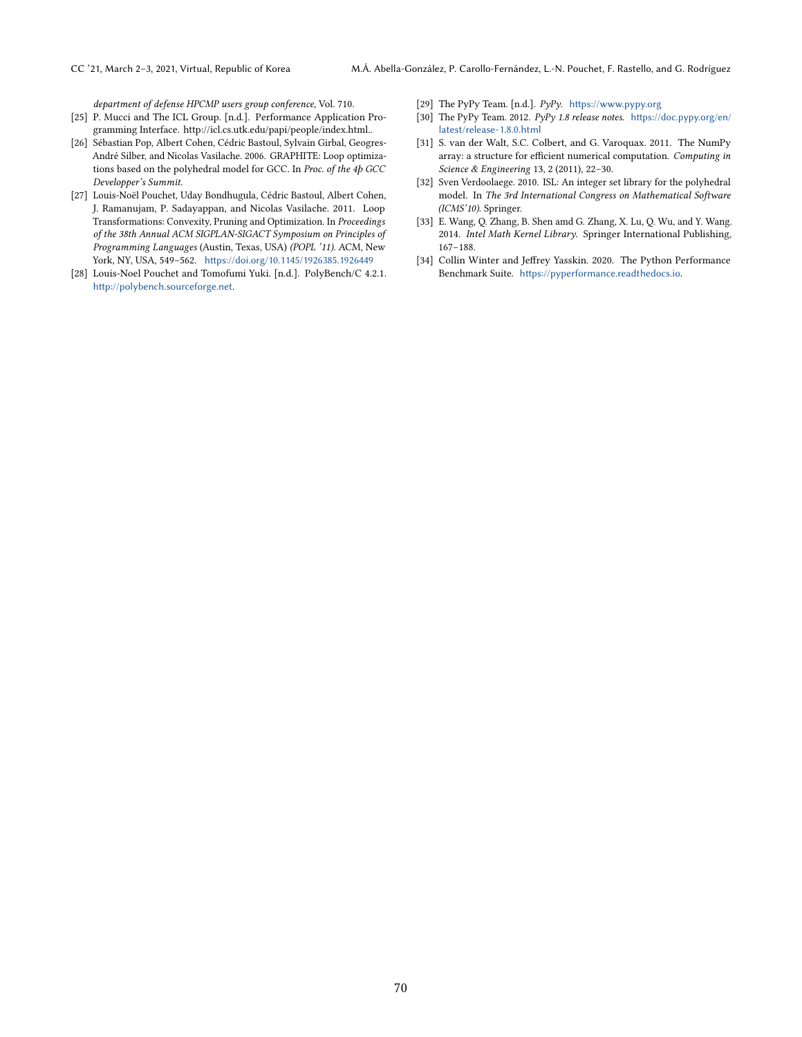*department of defense HPCMP users group conference*, Vol. 710.

[25] P. Mucci and The ICL Group. [n.d.]. Performance Application Programming Interface. http://icl.cs.utk.edu/papi/people/index.html..

[26] Sébastian Pop, Albert Cohen, Cédric Bastoul, Sylvain Girbal, Geogres-André Silber, and Nicolas Vasilache. 2006. GRAPHITE: Loop optimizations based on the polyhedral model for GCC. In *Proc. of the 4þ GCC Developper's Summit.*

[27] Louis-Noël Pouchet, Uday Bondhugula, Cédric Bastoul, Albert Cohen, J. Ramanujam, P. Sadayappan, and Nicolas Vasilache. 2011. Loop Transformations: Convexity, Pruning and Optimization. In *Proceedings of the 38th Annual ACM SIGPLAN-SIGACT Symposium on Principles of Programming Languages* (Austin, Texas, USA) *(POPL '11)*. ACM, New York, NY, USA, 549–562. https://doi.org/10.1145/1926385.1926449

[28] Louis-Noel Pouchet and Tomofumi Yuki. [n.d.]. PolyBench/C 4.2.1. http://polybench.sourceforge.net.

[29] The PyPy Team. [n.d.]. *PyPy*. https://www.pypy.org

[30] The PyPy Team. 2012. *PyPy 1.8 release notes*. https://doc.pypy.org/en/latest/release-1.8.0.html

[31] S. van der Walt, S.C. Colbert, and G. Varoquax. 2011. The NumPy array: a structure for efficient numerical computation. *Computing in Science & Engineering* 13, 2 (2011), 22–30.

[32] Sven Verdoolaege. 2010. ISL: An integer set library for the polyhedral model. In *The 3rd International Congress on Mathematical Software (ICMS'10)*. Springer.

[33] E. Wang, Q. Zhang, B. Shen amd G. Zhang, X. Lu, Q. Wu, and Y. Wang. 2014. *Intel Math Kernel Library*. Springer International Publishing, 167–188.

[34] Collin Winter and Jeffrey Yasskin. 2020. The Python Performance Benchmark Suite. https://pyperformance.readthedocs.io.